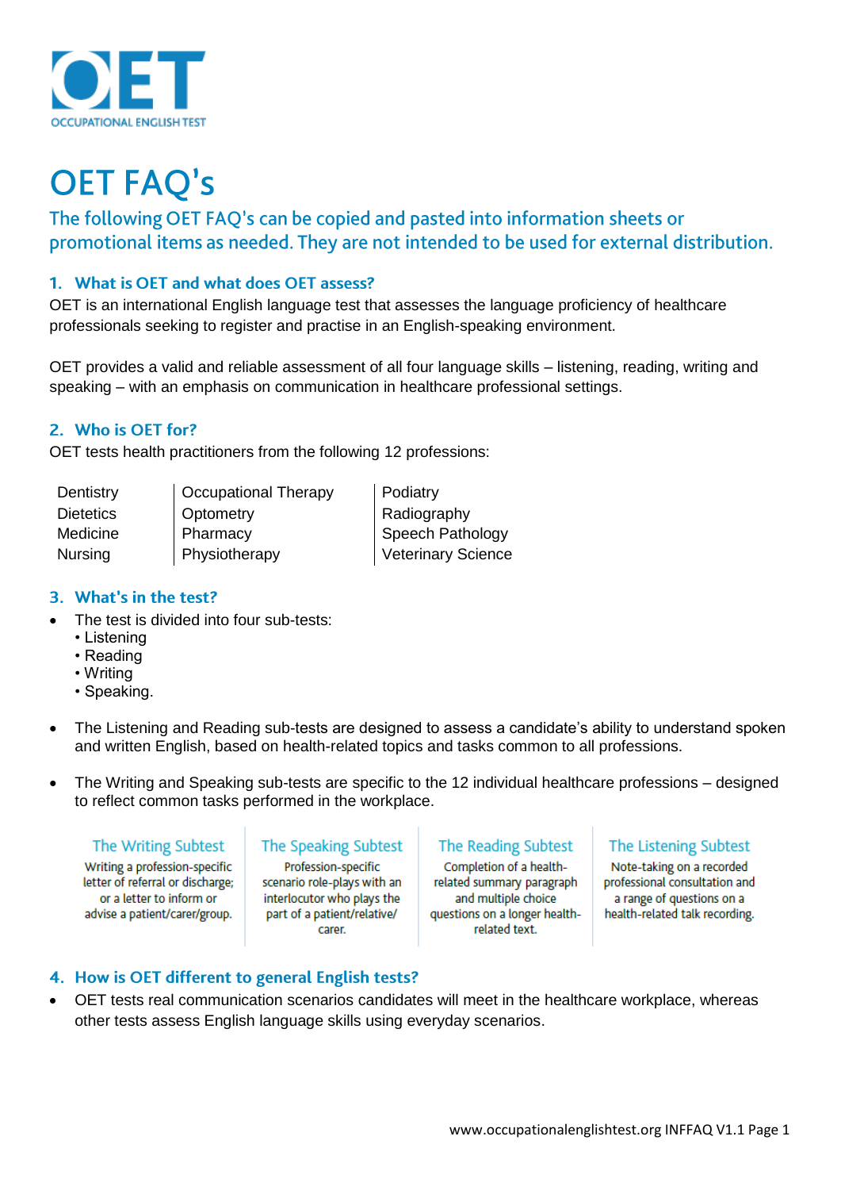OET

OCCUPATIONAL ENGLISH TEST

# OET FAQ's

The following OET FAQ's can be copied and pasted into information sheets or promotional items as needed. They are not intended to be used for external distribution.

## 1. What is OET and what does OET assess?

OET is an international English language test that assesses the language proficiency of healthcare professionals seeking to register and practise in an English-speaking environment.

OET provides a valid and reliable assessment of all four language skills – listening, reading, writing and speaking – with an emphasis on communication in healthcare professional settings.

## 2. Who is OET for?

OET tests health practitioners from the following 12 professions:

| | | |
|---|---|---|
| Dentistry | Occupational Therapy | Podiatry |
| Dietetics | Optometry | Radiography |
| Medicine | Pharmacy | Speech Pathology |
| Nursing | Physiotherapy | Veterinary Science |

## 3. What's in the test?

- The test is divided into four sub-tests:
  - Listening
  - Reading
  - Writing
  - Speaking.
- The Listening and Reading sub-tests are designed to assess a candidate's ability to understand spoken and written English, based on health-related topics and tasks common to all professions.
- The Writing and Speaking sub-tests are specific to the 12 individual healthcare professions – designed to reflect common tasks performed in the workplace.

| The Writing Subtest | The Speaking Subtest | The Reading Subtest | The Listening Subtest |
|---|---|---|---|
| Writing a profession-specific letter of referral or discharge; or a letter to inform or advise a patient/carer/group. | Profession-specific scenario role-plays with an interlocutor who plays the part of a patient/relative/carer. | Completion of a health-related summary paragraph and multiple choice questions on a longer health-related text. | Note-taking on a recorded professional consultation and a range of questions on a health-related talk recording. |

## 4. How is OET different to general English tests?

- OET tests real communication scenarios candidates will meet in the healthcare workplace, whereas other tests assess English language skills using everyday scenarios.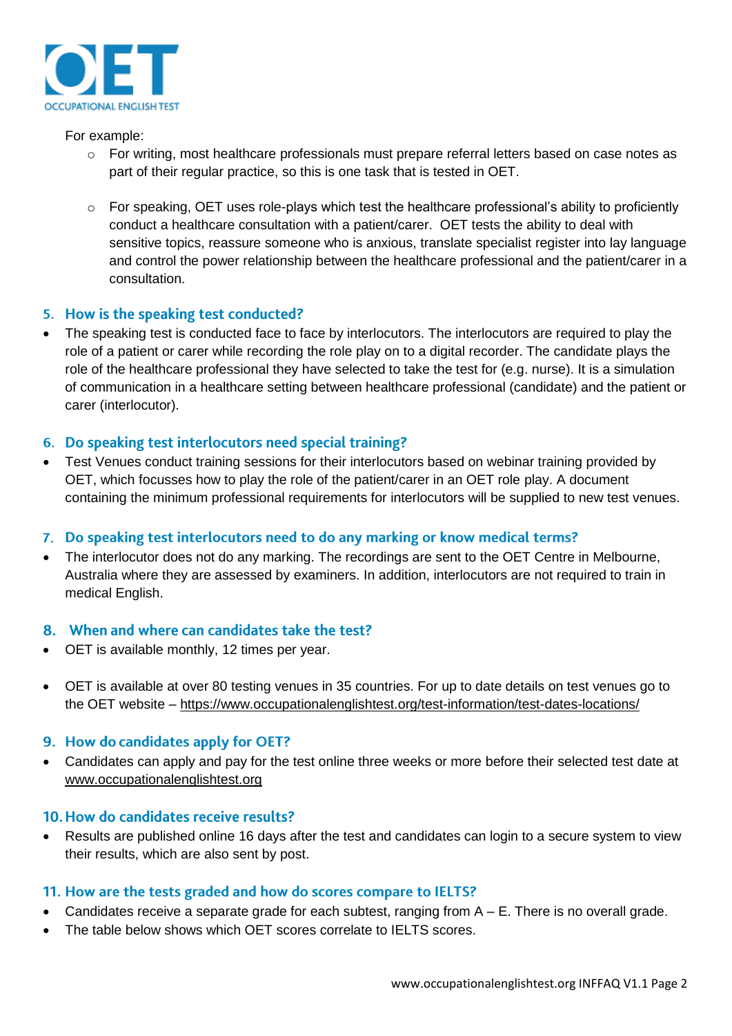For example:

- For writing, most healthcare professionals must prepare referral letters based on case notes as part of their regular practice, so this is one task that is tested in OET.
- For speaking, OET uses role-plays which test the healthcare professional's ability to proficiently conduct a healthcare consultation with a patient/carer. OET tests the ability to deal with sensitive topics, reassure someone who is anxious, translate specialist register into lay language and control the power relationship between the healthcare professional and the patient/carer in a consultation.

## 5. How is the speaking test conducted?

- The speaking test is conducted face to face by interlocutors. The interlocutors are required to play the role of a patient or carer while recording the role play on to a digital recorder. The candidate plays the role of the healthcare professional they have selected to take the test for (e.g. nurse). It is a simulation of communication in a healthcare setting between healthcare professional (candidate) and the patient or carer (interlocutor).

## 6. Do speaking test interlocutors need special training?

- Test Venues conduct training sessions for their interlocutors based on webinar training provided by OET, which focusses how to play the role of the patient/carer in an OET role play. A document containing the minimum professional requirements for interlocutors will be supplied to new test venues.

## 7. Do speaking test interlocutors need to do any marking or know medical terms?

- The interlocutor does not do any marking. The recordings are sent to the OET Centre in Melbourne, Australia where they are assessed by examiners. In addition, interlocutors are not required to train in medical English.

## 8. When and where can candidates take the test?

- OET is available monthly, 12 times per year.
- OET is available at over 80 testing venues in 35 countries. For up to date details on test venues go to the OET website – https://www.occupationalenglishtest.org/test-information/test-dates-locations/

## 9. How do candidates apply for OET?

- Candidates can apply and pay for the test online three weeks or more before their selected test date at www.occupationalenglishtest.org

## 10. How do candidates receive results?

- Results are published online 16 days after the test and candidates can login to a secure system to view their results, which are also sent by post.

## 11. How are the tests graded and how do scores compare to IELTS?

- Candidates receive a separate grade for each subtest, ranging from A – E. There is no overall grade.
- The table below shows which OET scores correlate to IELTS scores.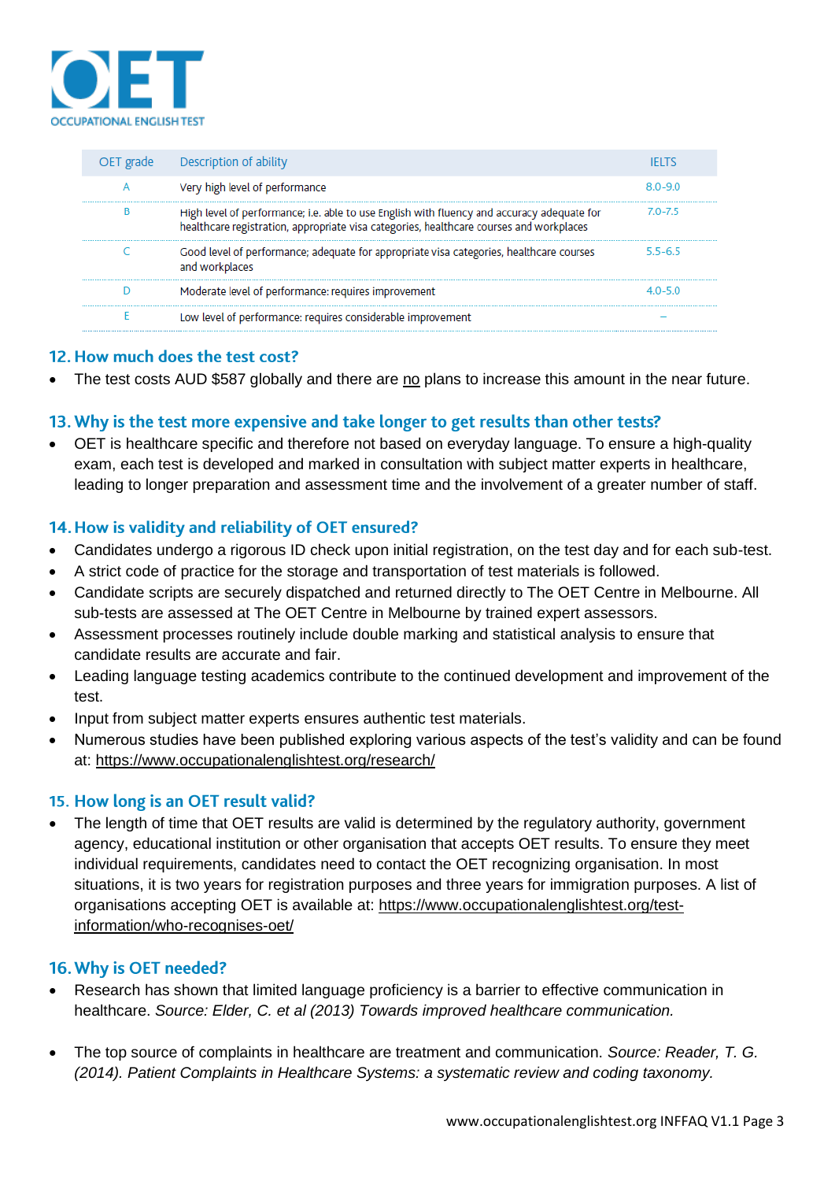| OET grade | Description of ability | IELTS |
| --- | --- | --- |
| A | Very high level of performance | 8.0-9.0 |
| B | High level of performance; i.e. able to use English with fluency and accuracy adequate for healthcare registration, appropriate visa categories, healthcare courses and workplaces | 7.0-7.5 |
| C | Good level of performance; adequate for appropriate visa categories, healthcare courses and workplaces | 5.5-6.5 |
| D | Moderate level of performance: requires improvement | 4.0-5.0 |
| E | Low level of performance: requires considerable improvement | – |

## 12. How much does the test cost?

- The test costs AUD $587 globally and there are no plans to increase this amount in the near future.

## 13. Why is the test more expensive and take longer to get results than other tests?

- OET is healthcare specific and therefore not based on everyday language. To ensure a high-quality exam, each test is developed and marked in consultation with subject matter experts in healthcare, leading to longer preparation and assessment time and the involvement of a greater number of staff.

## 14. How is validity and reliability of OET ensured?

- Candidates undergo a rigorous ID check upon initial registration, on the test day and for each sub-test.
- A strict code of practice for the storage and transportation of test materials is followed.
- Candidate scripts are securely dispatched and returned directly to The OET Centre in Melbourne. All sub-tests are assessed at The OET Centre in Melbourne by trained expert assessors.
- Assessment processes routinely include double marking and statistical analysis to ensure that candidate results are accurate and fair.
- Leading language testing academics contribute to the continued development and improvement of the test.
- Input from subject matter experts ensures authentic test materials.
- Numerous studies have been published exploring various aspects of the test's validity and can be found at: https://www.occupationalenglishtest.org/research/

## 15. How long is an OET result valid?

- The length of time that OET results are valid is determined by the regulatory authority, government agency, educational institution or other organisation that accepts OET results. To ensure they meet individual requirements, candidates need to contact the OET recognizing organisation. In most situations, it is two years for registration purposes and three years for immigration purposes. A list of organisations accepting OET is available at: https://www.occupationalenglishtest.org/test-information/who-recognises-oet/

## 16. Why is OET needed?

- Research has shown that limited language proficiency is a barrier to effective communication in healthcare. *Source: Elder, C. et al (2013) Towards improved healthcare communication.*

- The top source of complaints in healthcare are treatment and communication. *Source: Reader, T. G. (2014). Patient Complaints in Healthcare Systems: a systematic review and coding taxonomy.*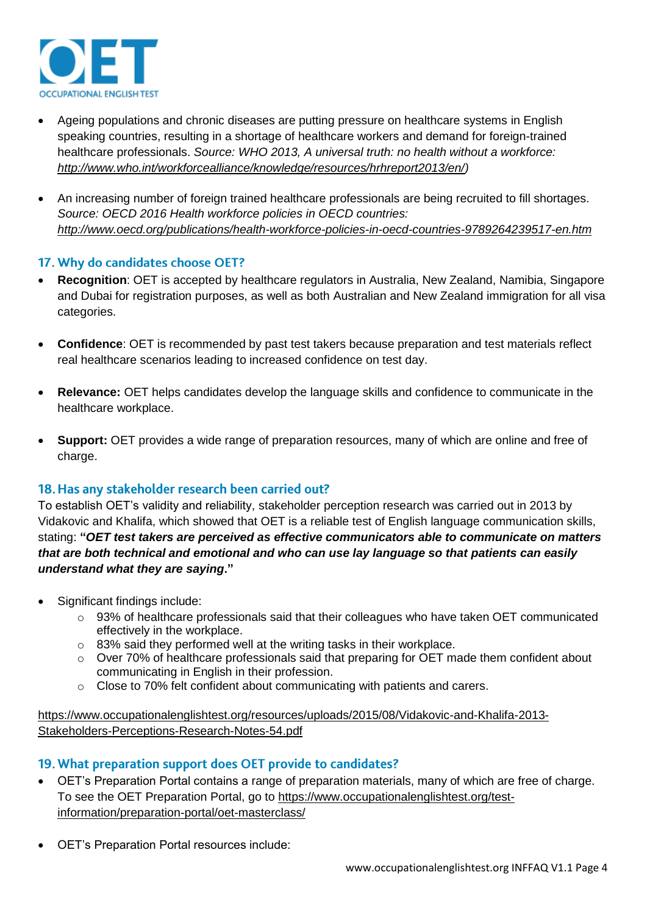- Ageing populations and chronic diseases are putting pressure on healthcare systems in English speaking countries, resulting in a shortage of healthcare workers and demand for foreign-trained healthcare professionals. *Source: WHO 2013, A universal truth: no health without a workforce: http://www.who.int/workforcealliance/knowledge/resources/hrhreport2013/en/)*

- An increasing number of foreign trained healthcare professionals are being recruited to fill shortages. *Source: OECD 2016 Health workforce policies in OECD countries: http://www.oecd.org/publications/health-workforce-policies-in-oecd-countries-9789264239517-en.htm*

## 17. Why do candidates choose OET?

- **Recognition**: OET is accepted by healthcare regulators in Australia, New Zealand, Namibia, Singapore and Dubai for registration purposes, as well as both Australian and New Zealand immigration for all visa categories.

- **Confidence**: OET is recommended by past test takers because preparation and test materials reflect real healthcare scenarios leading to increased confidence on test day.

- **Relevance:** OET helps candidates develop the language skills and confidence to communicate in the healthcare workplace.

- **Support:** OET provides a wide range of preparation resources, many of which are online and free of charge.

## 18. Has any stakeholder research been carried out?

To establish OET's validity and reliability, stakeholder perception research was carried out in 2013 by Vidakovic and Khalifa, which showed that OET is a reliable test of English language communication skills, stating: **"*OET test takers are perceived as effective communicators able to communicate on matters that are both technical and emotional and who can use lay language so that patients can easily understand what they are saying*."**

- Significant findings include:
  - 93% of healthcare professionals said that their colleagues who have taken OET communicated effectively in the workplace.
  - 83% said they performed well at the writing tasks in their workplace.
  - Over 70% of healthcare professionals said that preparing for OET made them confident about communicating in English in their profession.
  - Close to 70% felt confident about communicating with patients and carers.

https://www.occupationalenglishtest.org/resources/uploads/2015/08/Vidakovic-and-Khalifa-2013-Stakeholders-Perceptions-Research-Notes-54.pdf

## 19. What preparation support does OET provide to candidates?

- OET's Preparation Portal contains a range of preparation materials, many of which are free of charge. To see the OET Preparation Portal, go to https://www.occupationalenglishtest.org/test-information/preparation-portal/oet-masterclass/

- OET's Preparation Portal resources include: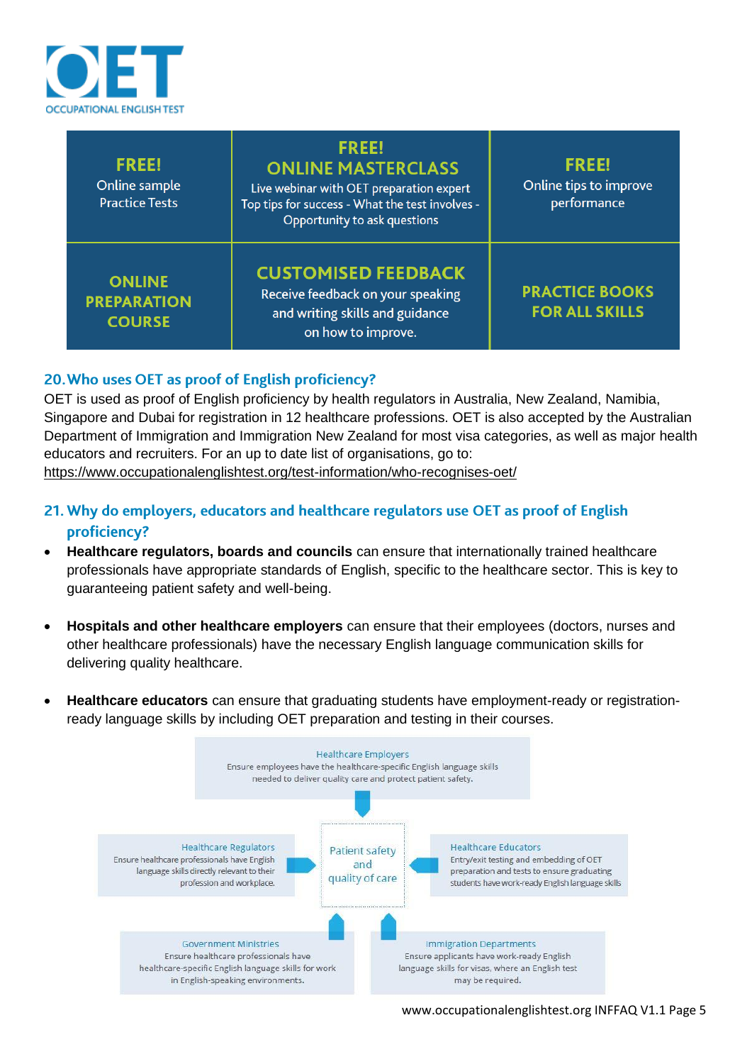OET
OCCUPATIONAL ENGLISH TEST

| **FREE!** Online sample Practice Tests | **FREE! ONLINE MASTERCLASS** Live webinar with OET preparation expert Top tips for success - What the test involves - Opportunity to ask questions | **FREE!** Online tips to improve performance |
|---|---|---|
| **ONLINE PREPARATION COURSE** | **CUSTOMISED FEEDBACK** Receive feedback on your speaking and writing skills and guidance on how to improve. | **PRACTICE BOOKS FOR ALL SKILLS** |

## 20. Who uses OET as proof of English proficiency?

OET is used as proof of English proficiency by health regulators in Australia, New Zealand, Namibia, Singapore and Dubai for registration in 12 healthcare professions. OET is also accepted by the Australian Department of Immigration and Immigration New Zealand for most visa categories, as well as major health educators and recruiters. For an up to date list of organisations, go to: https://www.occupationalenglishtest.org/test-information/who-recognises-oet/

## 21. Why do employers, educators and healthcare regulators use OET as proof of English proficiency?

- **Healthcare regulators, boards and councils** can ensure that internationally trained healthcare professionals have appropriate standards of English, specific to the healthcare sector. This is key to guaranteeing patient safety and well-being.

- **Hospitals and other healthcare employers** can ensure that their employees (doctors, nurses and other healthcare professionals) have the necessary English language communication skills for delivering quality healthcare.

- **Healthcare educators** can ensure that graduating students have employment-ready or registration-ready language skills by including OET preparation and testing in their courses.

**Healthcare Employers**
Ensure employees have the healthcare-specific English language skills needed to deliver quality care and protect patient safety.

**Healthcare Regulators**
Ensure healthcare professionals have English language skills directly relevant to their profession and workplace.

**Patient safety and quality of care**

**Healthcare Educators**
Entry/exit testing and embedding of OET preparation and tests to ensure graduating students have work-ready English language skills

**Government Ministries**
Ensure healthcare professionals have healthcare-specific English language skills for work in English-speaking environments.

**Immigration Departments**
Ensure applicants have work-ready English language skills for visas, where an English test may be required.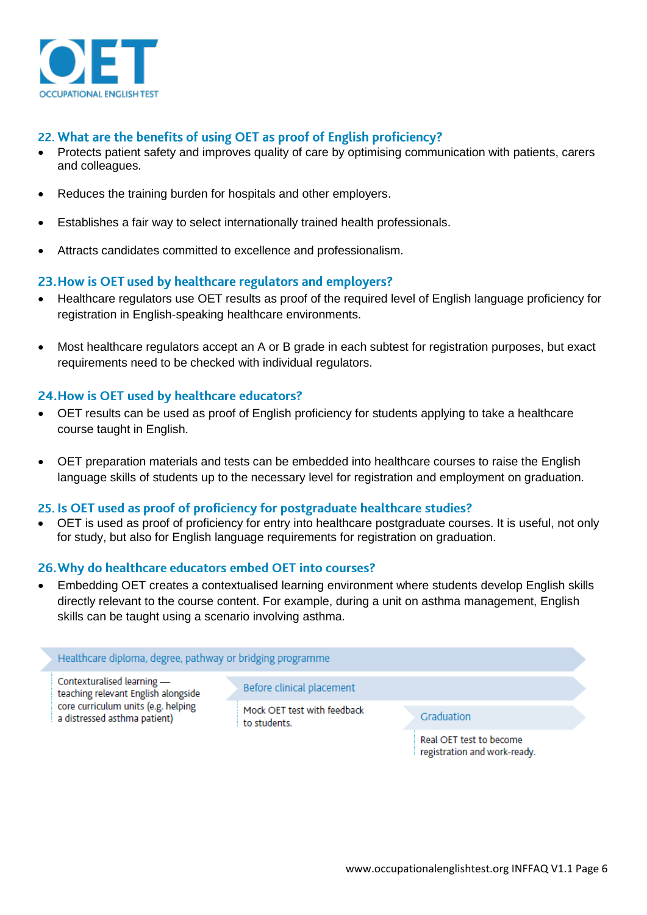## 22. What are the benefits of using OET as proof of English proficiency?

- Protects patient safety and improves quality of care by optimising communication with patients, carers and colleagues.
- Reduces the training burden for hospitals and other employers.
- Establishes a fair way to select internationally trained health professionals.
- Attracts candidates committed to excellence and professionalism.

## 23. How is OET used by healthcare regulators and employers?

- Healthcare regulators use OET results as proof of the required level of English language proficiency for registration in English-speaking healthcare environments.
- Most healthcare regulators accept an A or B grade in each subtest for registration purposes, but exact requirements need to be checked with individual regulators.

## 24. How is OET used by healthcare educators?

- OET results can be used as proof of English proficiency for students applying to take a healthcare course taught in English.
- OET preparation materials and tests can be embedded into healthcare courses to raise the English language skills of students up to the necessary level for registration and employment on graduation.

## 25. Is OET used as proof of proficiency for postgraduate healthcare studies?

- OET is used as proof of proficiency for entry into healthcare postgraduate courses. It is useful, not only for study, but also for English language requirements for registration on graduation.

## 26. Why do healthcare educators embed OET into courses?

- Embedding OET creates a contextualised learning environment where students develop English skills directly relevant to the course content. For example, during a unit on asthma management, English skills can be taught using a scenario involving asthma.

**Healthcare diploma, degree, pathway or bridging programme**

Contexturalised learning — teaching relevant English alongside core curriculum units (e.g. helping a distressed asthma patient)

**Before clinical placement**

Mock OET test with feedback to students.

**Graduation**

Real OET test to become registration and work-ready.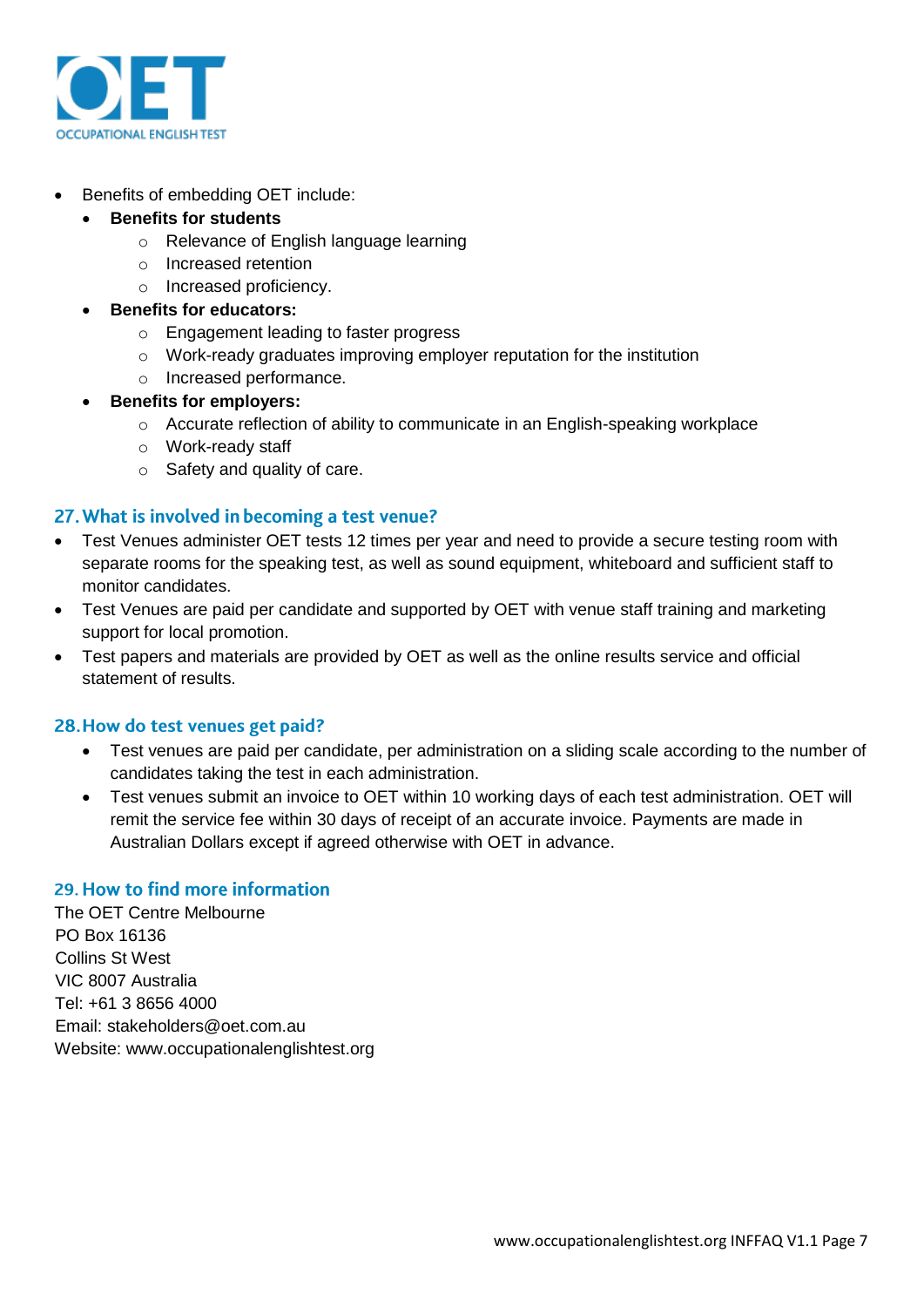- Benefits of embedding OET include:
  - **Benefits for students**
    - Relevance of English language learning
    - Increased retention
    - Increased proficiency.
  - **Benefits for educators:**
    - Engagement leading to faster progress
    - Work-ready graduates improving employer reputation for the institution
    - Increased performance.
  - **Benefits for employers:**
    - Accurate reflection of ability to communicate in an English-speaking workplace
    - Work-ready staff
    - Safety and quality of care.

## 27. What is involved in becoming a test venue?

- Test Venues administer OET tests 12 times per year and need to provide a secure testing room with separate rooms for the speaking test, as well as sound equipment, whiteboard and sufficient staff to monitor candidates.
- Test Venues are paid per candidate and supported by OET with venue staff training and marketing support for local promotion.
- Test papers and materials are provided by OET as well as the online results service and official statement of results.

## 28. How do test venues get paid?

- Test venues are paid per candidate, per administration on a sliding scale according to the number of candidates taking the test in each administration.
- Test venues submit an invoice to OET within 10 working days of each test administration. OET will remit the service fee within 30 days of receipt of an accurate invoice. Payments are made in Australian Dollars except if agreed otherwise with OET in advance.

## 29. How to find more information

The OET Centre Melbourne
PO Box 16136
Collins St West
VIC 8007 Australia
Tel: +61 3 8656 4000
Email: stakeholders@oet.com.au
Website: www.occupationalenglishtest.org